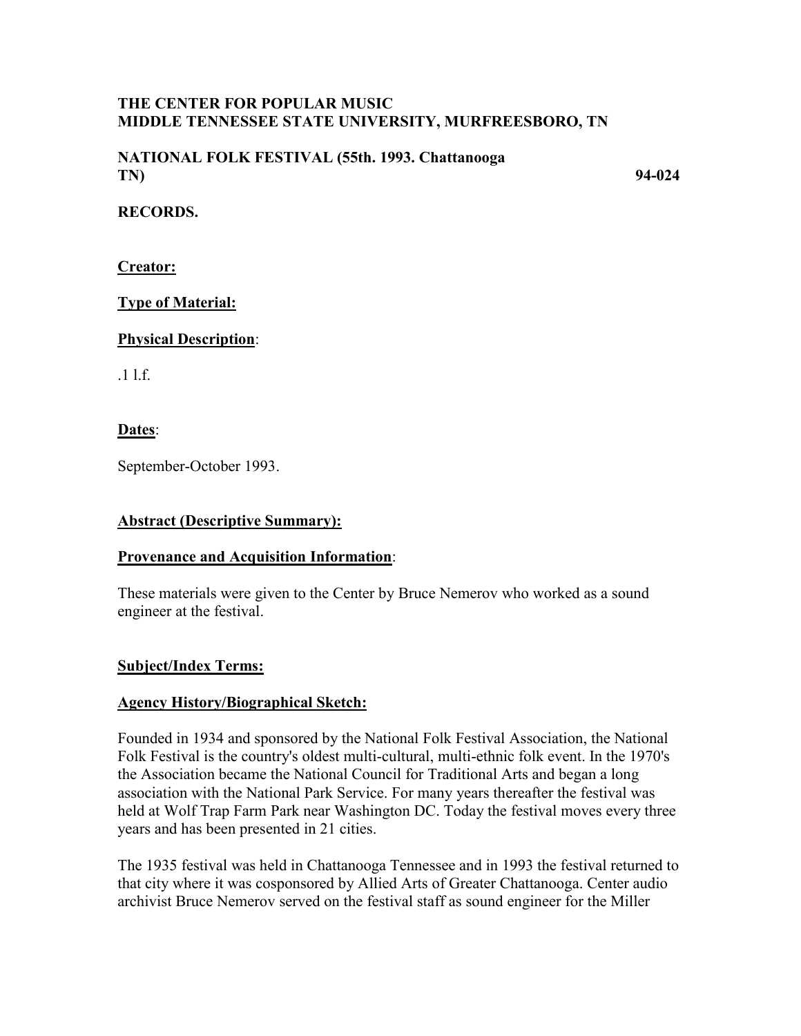**THE CENTER FOR POPULAR MUSIC**
**MIDDLE TENNESSEE STATE UNIVERSITY, MURFREESBORO, TN**

**NATIONAL FOLK FESTIVAL (55th. 1993. Chattanooga TN)** **94-024**

**RECORDS.**

**Creator:**

**Type of Material:**

**Physical Description**:

.1 l.f.

**Dates**:

September-October 1993.

**Abstract (Descriptive Summary):**

**Provenance and Acquisition Information**:

These materials were given to the Center by Bruce Nemerov who worked as a sound engineer at the festival.

**Subject/Index Terms:**

**Agency History/Biographical Sketch:**

Founded in 1934 and sponsored by the National Folk Festival Association, the National Folk Festival is the country's oldest multi-cultural, multi-ethnic folk event. In the 1970's the Association became the National Council for Traditional Arts and began a long association with the National Park Service. For many years thereafter the festival was held at Wolf Trap Farm Park near Washington DC. Today the festival moves every three years and has been presented in 21 cities.

The 1935 festival was held in Chattanooga Tennessee and in 1993 the festival returned to that city where it was cosponsored by Allied Arts of Greater Chattanooga. Center audio archivist Bruce Nemerov served on the festival staff as sound engineer for the Miller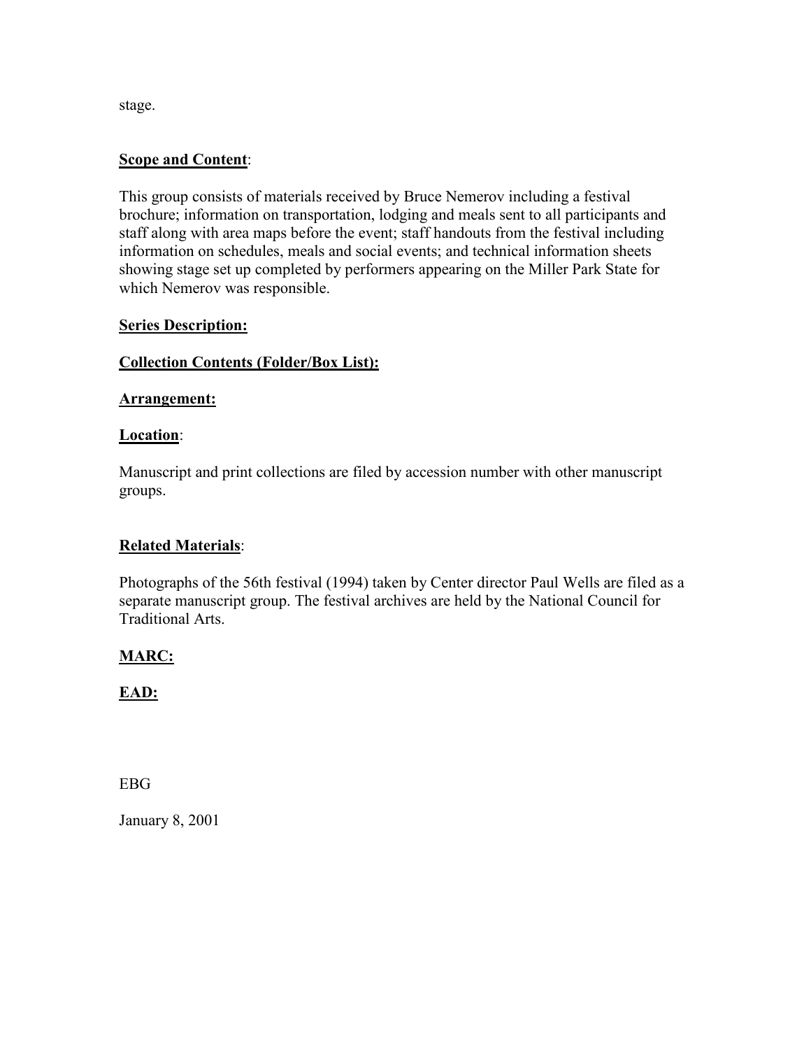stage.

**Scope and Content**:

This group consists of materials received by Bruce Nemerov including a festival brochure; information on transportation, lodging and meals sent to all participants and staff along with area maps before the event; staff handouts from the festival including information on schedules, meals and social events; and technical information sheets showing stage set up completed by performers appearing on the Miller Park State for which Nemerov was responsible.

**Series Description:**

**Collection Contents (Folder/Box List):**

**Arrangement:**

**Location**:

Manuscript and print collections are filed by accession number with other manuscript groups.

**Related Materials**:

Photographs of the 56th festival (1994) taken by Center director Paul Wells are filed as a separate manuscript group. The festival archives are held by the National Council for Traditional Arts.

**MARC:**

**EAD:**

EBG

January 8, 2001